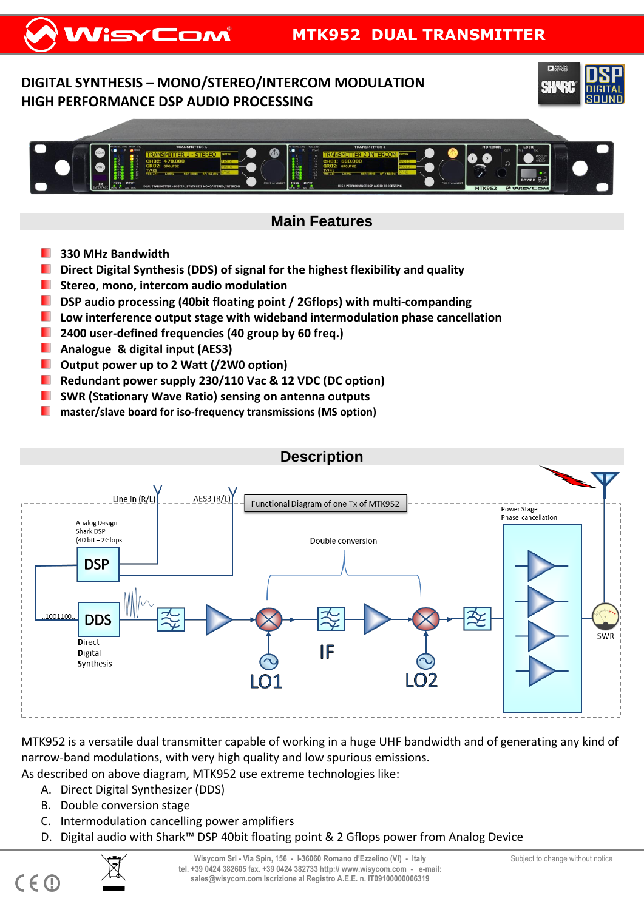# MTK952 DUAL TRANSMITTER

## DIGITAL SYNTHESIS – MONO/STEREO/INTERCOM MODULATION
## HIGH PERFORMANCE DSP AUDIO PROCESSING

## Main Features

- 330 MHz Bandwidth
- Direct Digital Synthesis (DDS) of signal for the highest flexibility and quality
- Stereo, mono, intercom audio modulation
- DSP audio processing (40bit floating point / 2Gflops) with multi-companding
- Low interference output stage with wideband intermodulation phase cancellation
- 2400 user-defined frequencies (40 group by 60 freq.)
- Analogue & digital input (AES3)
- Output power up to 2 Watt (/2W0 option)
- Redundant power supply 230/110 Vac & 12 VDC (DC option)
- SWR (Stationary Wave Ratio) sensing on antenna outputs
- master/slave board for iso-frequency transmissions (MS option)

## Description

Functional Diagram of one Tx of MTK952

MTK952 is a versatile dual transmitter capable of working in a huge UHF bandwidth and of generating any kind of narrow-band modulations, with very high quality and low spurious emissions.
As described on above diagram, MTK952 use extreme technologies like:

A. Direct Digital Synthesizer (DDS)
B. Double conversion stage
C. Intermodulation cancelling power amplifiers
D. Digital audio with Shark™ DSP 40bit floating point & 2 Gflops power from Analog Device

Wisycom Srl - Via Spin, 156 - I-36060 Romano d'Ezzelino (VI) - Italy
tel. +39 0424 382605 fax. +39 0424 382733 http:// www.wisycom.com - e-mail: sales@wisycom.com Iscrizione al Registro A.E.E. n. IT09100000006319

Subject to change without notice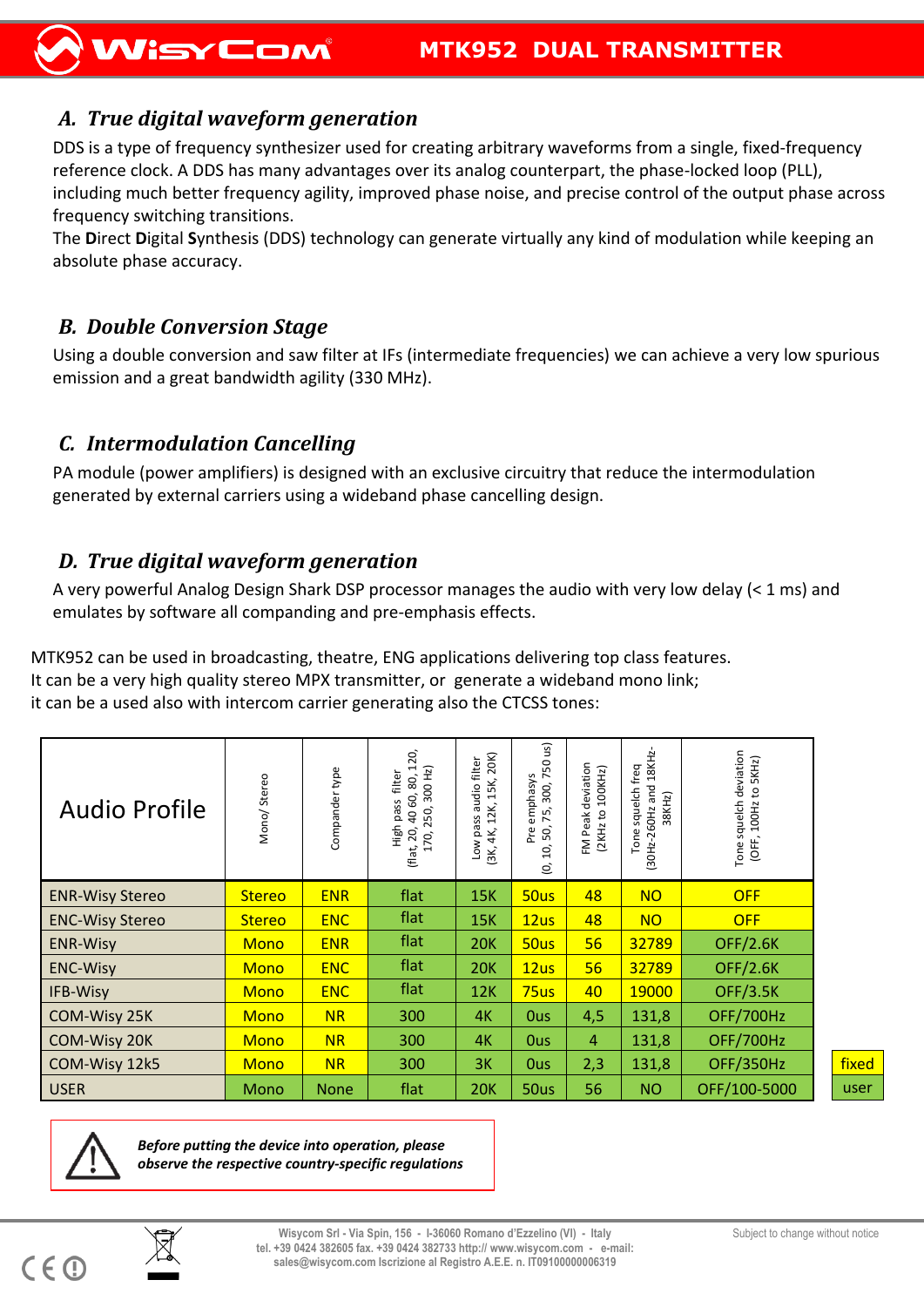## A. *True digital waveform generation*

DDS is a type of frequency synthesizer used for creating arbitrary waveforms from a single, fixed-frequency reference clock. A DDS has many advantages over its analog counterpart, the phase-locked loop (PLL), including much better frequency agility, improved phase noise, and precise control of the output phase across frequency switching transitions.
The **D**irect **D**igital **S**ynthesis (DDS) technology can generate virtually any kind of modulation while keeping an absolute phase accuracy.

## B. *Double Conversion Stage*

Using a double conversion and saw filter at IFs (intermediate frequencies) we can achieve a very low spurious emission and a great bandwidth agility (330 MHz).

## C. *Intermodulation Cancelling*

PA module (power amplifiers) is designed with an exclusive circuitry that reduce the intermodulation generated by external carriers using a wideband phase cancelling design.

## D. *True digital waveform generation*

A very powerful Analog Design Shark DSP processor manages the audio with very low delay (< 1 ms) and emulates by software all companding and pre-emphasis effects.

MTK952 can be used in broadcasting, theatre, ENG applications delivering top class features.
It can be a very high quality stereo MPX transmitter, or generate a wideband mono link;
it can be a used also with intercom carrier generating also the CTCSS tones:

| Audio Profile | Mono/ Stereo | Compander type | High pass filter (flat, 20, 40 60, 80, 120, 170, 250, 300 Hz) | Low pass audio filter (3K, 4K, 12K, 15K, 20K) | Pre emphasys (0, 10, 50, 75, 300, 750 us) | FM Peak deviation (2KHz to 100KHz) | Tone squelch freq (30Hz-260Hz and 18KHz-38KHz) | Tone squelch deviation (OFF, 100Hz to 5KHz) | |
|---|---|---|---|---|---|---|---|---|---|
| ENR-Wisy Stereo | Stereo | ENR | flat | 15K | 50us | 48 | NO | OFF | |
| ENC-Wisy Stereo | Stereo | ENC | flat | 15K | 12us | 48 | NO | OFF | |
| ENR-Wisy | Mono | ENR | flat | 20K | 50us | 56 | 32789 | OFF/2.6K | |
| ENC-Wisy | Mono | ENC | flat | 20K | 12us | 56 | 32789 | OFF/2.6K | |
| IFB-Wisy | Mono | ENC | flat | 12K | 75us | 40 | 19000 | OFF/3.5K | |
| COM-Wisy 25K | Mono | NR | 300 | 4K | 0us | 4,5 | 131,8 | OFF/700Hz | |
| COM-Wisy 20K | Mono | NR | 300 | 4K | 0us | 4 | 131,8 | OFF/700Hz | |
| COM-Wisy 12k5 | Mono | NR | 300 | 3K | 0us | 2,3 | 131,8 | OFF/350Hz | fixed |
| USER | Mono | None | flat | 20K | 50us | 56 | NO | OFF/100-5000 | user |

***Before putting the device into operation, please observe the respective country-specific regulations***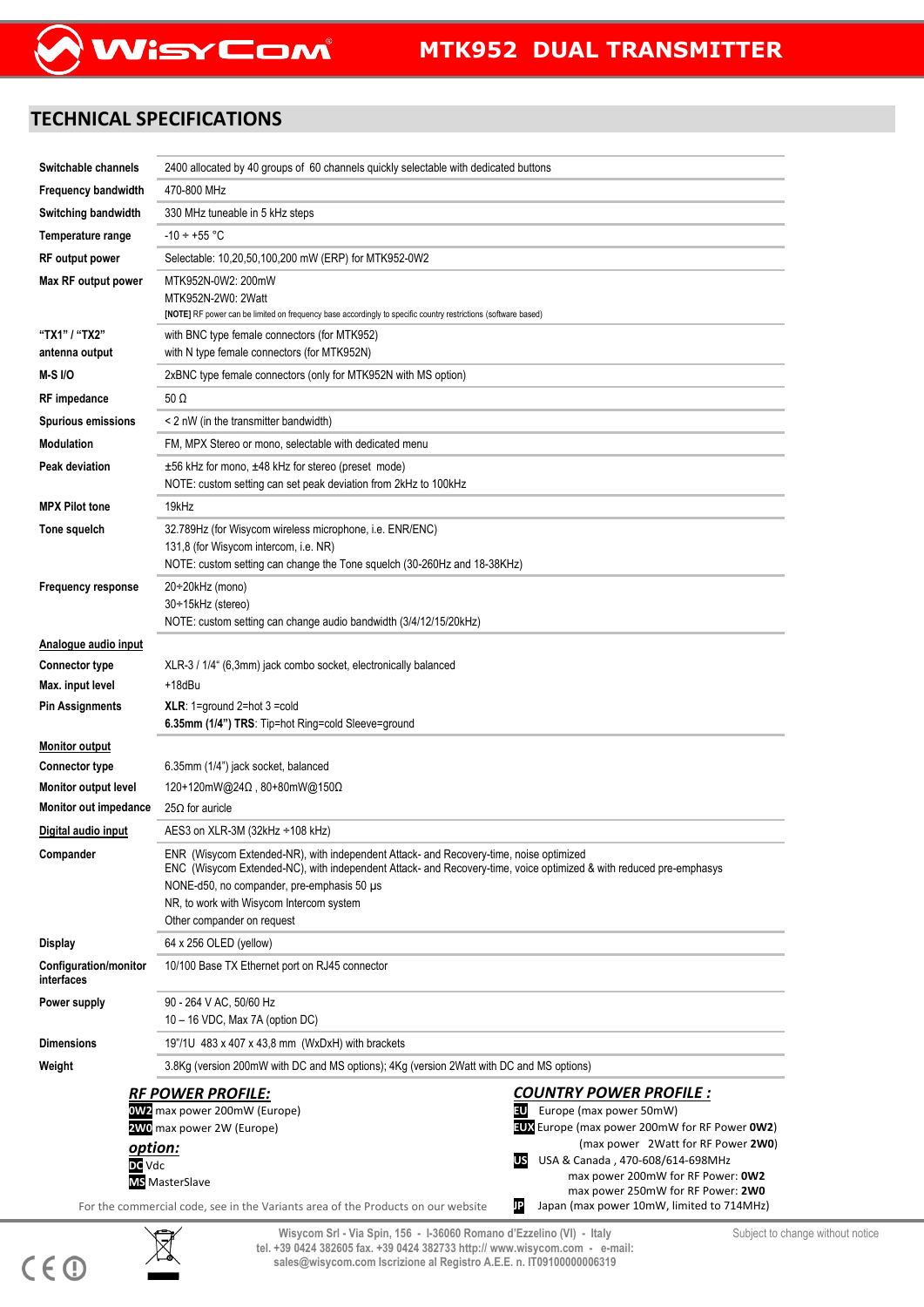# MTK952 DUAL TRANSMITTER

## TECHNICAL SPECIFICATIONS

| | |
|---|---|
| **Switchable channels** | 2400 allocated by 40 groups of 60 channels quickly selectable with dedicated buttons |
| **Frequency bandwidth** | 470-800 MHz |
| **Switching bandwidth** | 330 MHz tuneable in 5 kHz steps |
| **Temperature range** | -10 ÷ +55 °C |
| **RF output power** | Selectable: 10,20,50,100,200 mW (ERP) for MTK952-0W2 |
| **Max RF output power** | MTK952N-0W2: 200mW<br>MTK952N-2W0: 2Watt<br>**[NOTE]** RF power can be limited on frequency base accordingly to specific country restrictions (software based) |
| **"TX1" / "TX2" antenna output** | with BNC type female connectors (for MTK952)<br>with N type female connectors (for MTK952N) |
| **M-S I/O** | 2xBNC type female connectors (only for MTK952N with MS option) |
| **RF impedance** | 50 Ω |
| **Spurious emissions** | < 2 nW (in the transmitter bandwidth) |
| **Modulation** | FM, MPX Stereo or mono, selectable with dedicated menu |
| **Peak deviation** | ±56 kHz for mono, ±48 kHz for stereo (preset mode)<br>NOTE: custom setting can set peak deviation from 2kHz to 100kHz |
| **MPX Pilot tone** | 19kHz |
| **Tone squelch** | 32.789Hz (for Wisycom wireless microphone, i.e. ENR/ENC)<br>131,8 (for Wisycom intercom, i.e. NR)<br>NOTE: custom setting can change the Tone squelch (30-260Hz and 18-38KHz) |
| **Frequency response** | 20÷20kHz (mono)<br>30÷15kHz (stereo)<br>NOTE: custom setting can change audio bandwidth (3/4/12/15/20kHz) |
| **<u>Analogue audio input</u>** | |
| **Connector type** | XLR-3 / 1/4" (6,3mm) jack combo socket, electronically balanced |
| **Max. input level** | +18dBu |
| **Pin Assignments** | **XLR**: 1=ground 2=hot 3 =cold<br>**6.35mm (1/4") TRS**: Tip=hot Ring=cold Sleeve=ground |
| **<u>Monitor output</u>** | |
| **Connector type** | 6.35mm (1/4") jack socket, balanced |
| **Monitor output level** | 120+120mW@24Ω , 80+80mW@150Ω |
| **Monitor out impedance** | 25Ω for auricle |
| **<u>Digital audio input</u>** | AES3 on XLR-3M (32kHz ÷108 kHz) |
| **Compander** | ENR (Wisycom Extended-NR), with independent Attack- and Recovery-time, noise optimized<br>ENC (Wisycom Extended-NC), with independent Attack- and Recovery-time, voice optimized & with reduced pre-emphasys<br>NONE-d50, no compander, pre-emphasis 50 µs<br>NR, to work with Wisycom Intercom system<br>Other compander on request |
| **Display** | 64 x 256 OLED (yellow) |
| **Configuration/monitor interfaces** | 10/100 Base TX Ethernet port on RJ45 connector |
| **Power supply** | 90 - 264 V AC, 50/60 Hz<br>10 – 16 VDC, Max 7A (option DC) |
| **Dimensions** | 19"/1U 483 x 407 x 43,8 mm (WxDxH) with brackets |
| **Weight** | 3.8Kg (version 200mW with DC and MS options); 4Kg (version 2Watt with DC and MS options) |

***RF POWER PROFILE:***

**0W2** max power 200mW (Europe)
**2W0** max power 2W (Europe)

***option:***

**DC** Vdc
**MS** MasterSlave

***COUNTRY POWER PROFILE :***

**EU** Europe (max power 50mW)
**EUX** Europe (max power 200mW for RF Power **0W2**) (max power 2Watt for RF Power **2W0**)
**US** USA & Canada , 470-608/614-698MHz max power 200mW for RF Power: **0W2** max power 250mW for RF Power: **2W0**
**JP** Japan (max power 10mW, limited to 714MHz)

For the commercial code, see in the Variants area of the Products on our website

Wisycom Srl - Via Spin, 156 - I-36060 Romano d'Ezzelino (VI) - Italy
tel. +39 0424 382605 fax. +39 0424 382733 http:// www.wisycom.com - e-mail: sales@wisycom.com Iscrizione al Registro A.E.E. n. IT09100000006319

Subject to change without notice